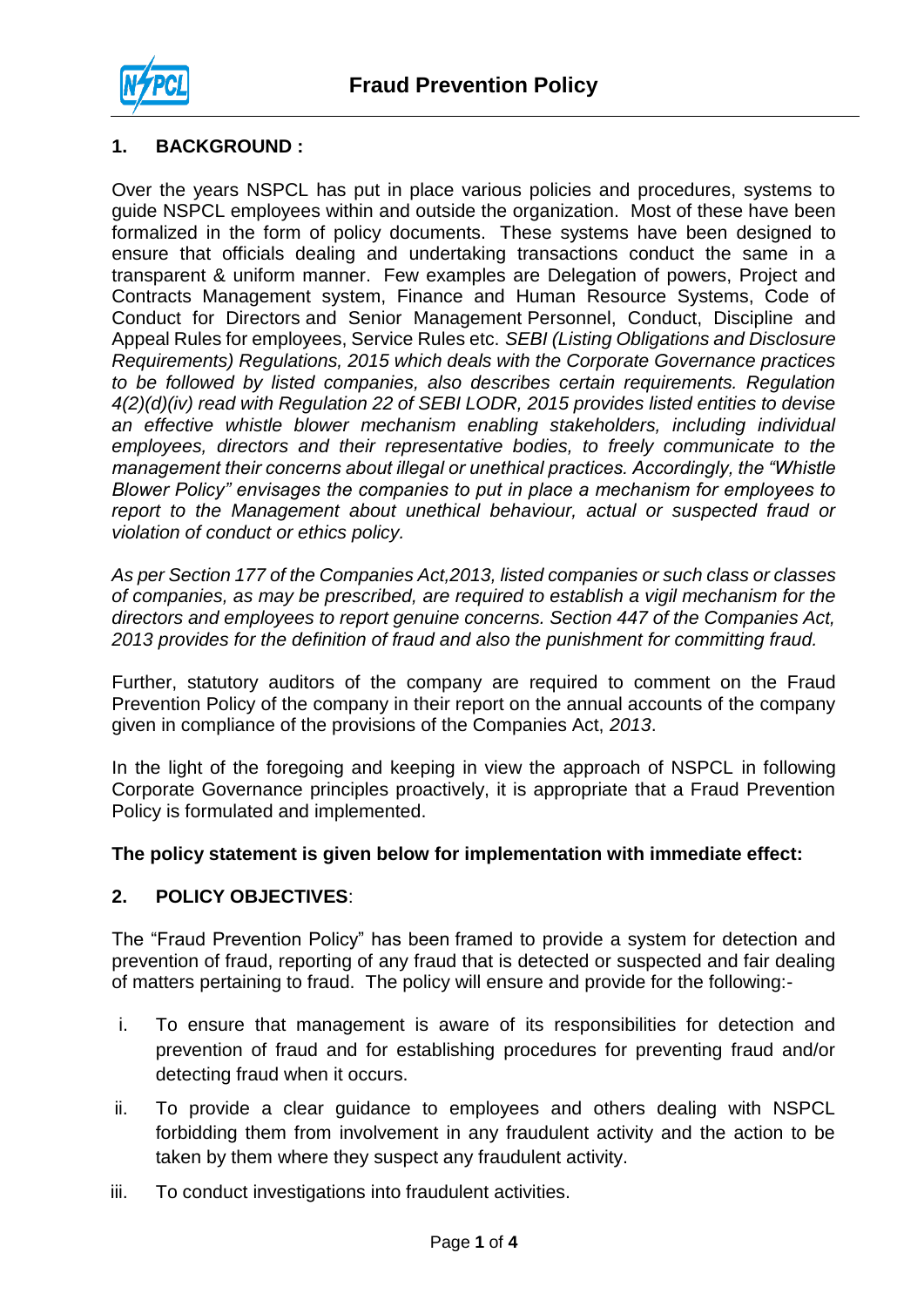# Fraud Prevention Policy

## 1. BACKGROUND :

Over the years NSPCL has put in place various policies and procedures, systems to guide NSPCL employees within and outside the organization. Most of these have been formalized in the form of policy documents. These systems have been designed to ensure that officials dealing and undertaking transactions conduct the same in a transparent & uniform manner. Few examples are Delegation of powers, Project and Contracts Management system, Finance and Human Resource Systems, Code of Conduct for Directors and Senior Management Personnel, Conduct, Discipline and Appeal Rules for employees, Service Rules etc. *SEBI (Listing Obligations and Disclosure Requirements) Regulations, 2015 which deals with the Corporate Governance practices to be followed by listed companies, also describes certain requirements. Regulation 4(2)(d)(iv) read with Regulation 22 of SEBI LODR, 2015 provides listed entities to devise an effective whistle blower mechanism enabling stakeholders, including individual employees, directors and their representative bodies, to freely communicate to the management their concerns about illegal or unethical practices. Accordingly, the "Whistle Blower Policy" envisages the companies to put in place a mechanism for employees to report to the Management about unethical behaviour, actual or suspected fraud or violation of conduct or ethics policy.*

*As per Section 177 of the Companies Act,2013, listed companies or such class or classes of companies, as may be prescribed, are required to establish a vigil mechanism for the directors and employees to report genuine concerns. Section 447 of the Companies Act, 2013 provides for the definition of fraud and also the punishment for committing fraud.*

Further, statutory auditors of the company are required to comment on the Fraud Prevention Policy of the company in their report on the annual accounts of the company given in compliance of the provisions of the Companies Act, *2013*.

In the light of the foregoing and keeping in view the approach of NSPCL in following Corporate Governance principles proactively, it is appropriate that a Fraud Prevention Policy is formulated and implemented.

**The policy statement is given below for implementation with immediate effect:**

## 2. POLICY OBJECTIVES:

The "Fraud Prevention Policy" has been framed to provide a system for detection and prevention of fraud, reporting of any fraud that is detected or suspected and fair dealing of matters pertaining to fraud. The policy will ensure and provide for the following:-

i. To ensure that management is aware of its responsibilities for detection and prevention of fraud and for establishing procedures for preventing fraud and/or detecting fraud when it occurs.

ii. To provide a clear guidance to employees and others dealing with NSPCL forbidding them from involvement in any fraudulent activity and the action to be taken by them where they suspect any fraudulent activity.

iii. To conduct investigations into fraudulent activities.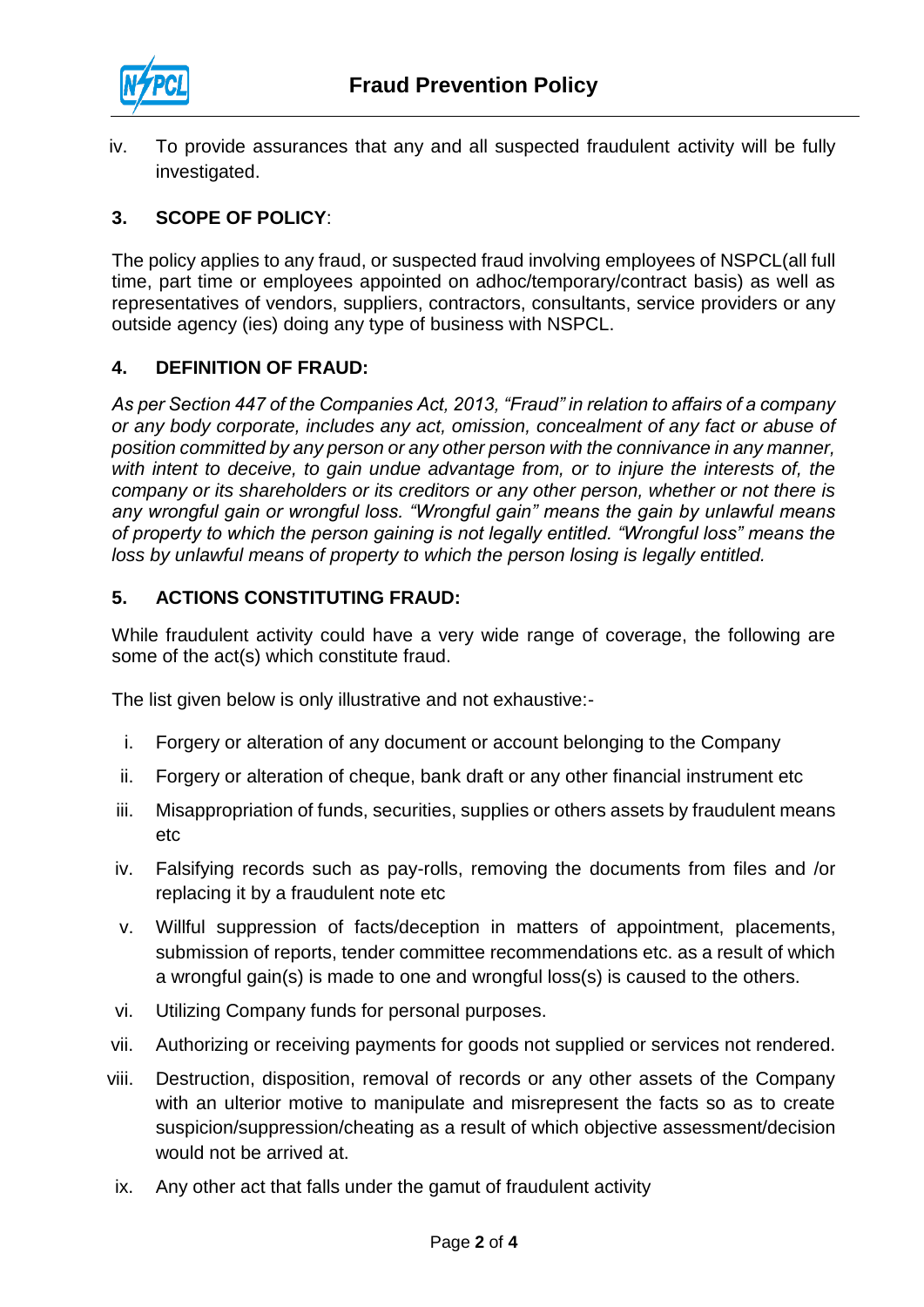iv. To provide assurances that any and all suspected fraudulent activity will be fully investigated.

### 3. SCOPE OF POLICY:

The policy applies to any fraud, or suspected fraud involving employees of NSPCL(all full time, part time or employees appointed on adhoc/temporary/contract basis) as well as representatives of vendors, suppliers, contractors, consultants, service providers or any outside agency (ies) doing any type of business with NSPCL.

### 4. DEFINITION OF FRAUD:

*As per Section 447 of the Companies Act, 2013, "Fraud" in relation to affairs of a company or any body corporate, includes any act, omission, concealment of any fact or abuse of position committed by any person or any other person with the connivance in any manner, with intent to deceive, to gain undue advantage from, or to injure the interests of, the company or its shareholders or its creditors or any other person, whether or not there is any wrongful gain or wrongful loss. "Wrongful gain" means the gain by unlawful means of property to which the person gaining is not legally entitled. "Wrongful loss" means the loss by unlawful means of property to which the person losing is legally entitled.*

### 5. ACTIONS CONSTITUTING FRAUD:

While fraudulent activity could have a very wide range of coverage, the following are some of the act(s) which constitute fraud.

The list given below is only illustrative and not exhaustive:-

i. Forgery or alteration of any document or account belonging to the Company

ii. Forgery or alteration of cheque, bank draft or any other financial instrument etc

iii. Misappropriation of funds, securities, supplies or others assets by fraudulent means etc

iv. Falsifying records such as pay-rolls, removing the documents from files and /or replacing it by a fraudulent note etc

v. Willful suppression of facts/deception in matters of appointment, placements, submission of reports, tender committee recommendations etc. as a result of which a wrongful gain(s) is made to one and wrongful loss(s) is caused to the others.

vi. Utilizing Company funds for personal purposes.

vii. Authorizing or receiving payments for goods not supplied or services not rendered.

viii. Destruction, disposition, removal of records or any other assets of the Company with an ulterior motive to manipulate and misrepresent the facts so as to create suspicion/suppression/cheating as a result of which objective assessment/decision would not be arrived at.

ix. Any other act that falls under the gamut of fraudulent activity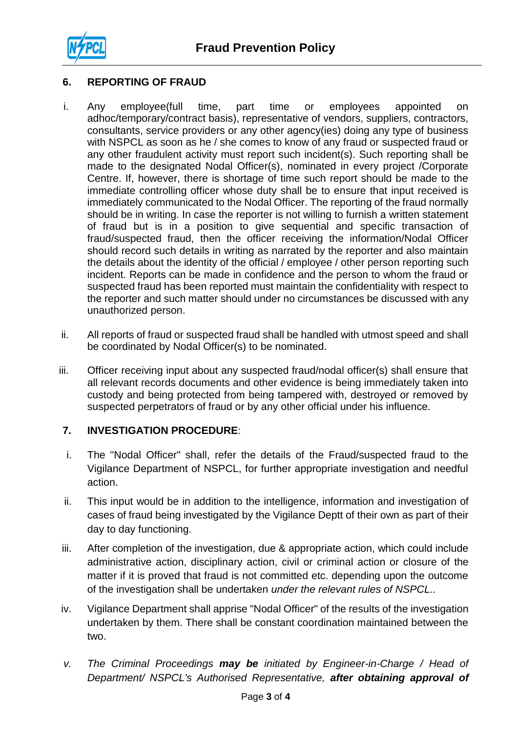## 6. REPORTING OF FRAUD

i. Any employee(full time, part time or employees appointed on adhoc/temporary/contract basis), representative of vendors, suppliers, contractors, consultants, service providers or any other agency(ies) doing any type of business with NSPCL as soon as he / she comes to know of any fraud or suspected fraud or any other fraudulent activity must report such incident(s). Such reporting shall be made to the designated Nodal Officer(s), nominated in every project /Corporate Centre. If, however, there is shortage of time such report should be made to the immediate controlling officer whose duty shall be to ensure that input received is immediately communicated to the Nodal Officer. The reporting of the fraud normally should be in writing. In case the reporter is not willing to furnish a written statement of fraud but is in a position to give sequential and specific transaction of fraud/suspected fraud, then the officer receiving the information/Nodal Officer should record such details in writing as narrated by the reporter and also maintain the details about the identity of the official / employee / other person reporting such incident. Reports can be made in confidence and the person to whom the fraud or suspected fraud has been reported must maintain the confidentiality with respect to the reporter and such matter should under no circumstances be discussed with any unauthorized person.

ii. All reports of fraud or suspected fraud shall be handled with utmost speed and shall be coordinated by Nodal Officer(s) to be nominated.

iii. Officer receiving input about any suspected fraud/nodal officer(s) shall ensure that all relevant records documents and other evidence is being immediately taken into custody and being protected from being tampered with, destroyed or removed by suspected perpetrators of fraud or by any other official under his influence.

## 7. INVESTIGATION PROCEDURE:

i. The "Nodal Officer" shall, refer the details of the Fraud/suspected fraud to the Vigilance Department of NSPCL, for further appropriate investigation and needful action.

ii. This input would be in addition to the intelligence, information and investigation of cases of fraud being investigated by the Vigilance Deptt of their own as part of their day to day functioning.

iii. After completion of the investigation, due & appropriate action, which could include administrative action, disciplinary action, civil or criminal action or closure of the matter if it is proved that fraud is not committed etc. depending upon the outcome of the investigation shall be undertaken *under the relevant rules of NSPCL..*

iv. Vigilance Department shall apprise "Nodal Officer" of the results of the investigation undertaken by them. There shall be constant coordination maintained between the two.

v. *The Criminal Proceedings **may be** initiated by Engineer-in-Charge / Head of Department/ NSPCL's Authorised Representative, **after obtaining approval of***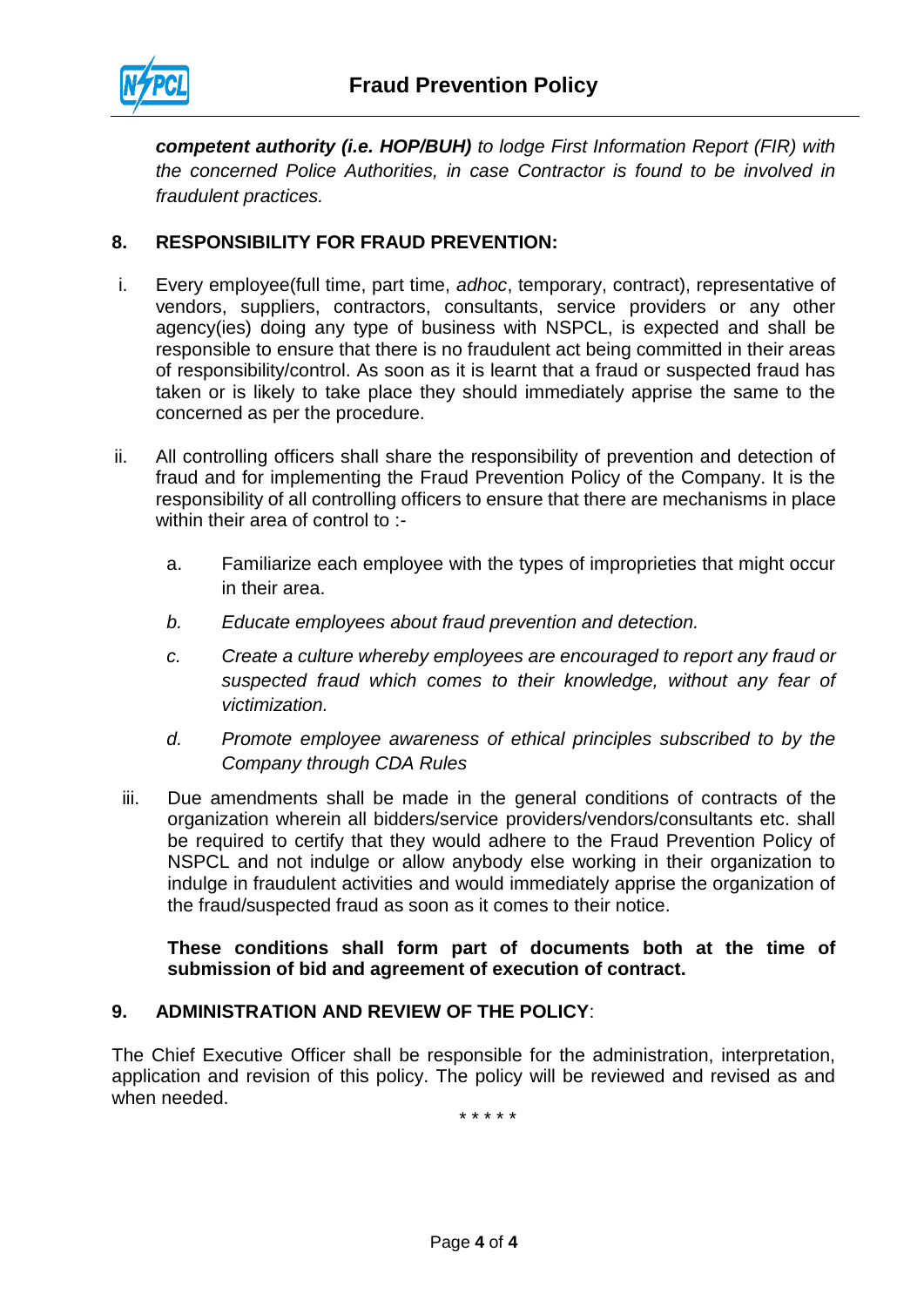***competent authority (i.e. HOP/BUH)*** *to lodge First Information Report (FIR) with the concerned Police Authorities, in case Contractor is found to be involved in fraudulent practices.*

## 8. RESPONSIBILITY FOR FRAUD PREVENTION:

i. Every employee(full time, part time, *adhoc*, temporary, contract), representative of vendors, suppliers, contractors, consultants, service providers or any other agency(ies) doing any type of business with NSPCL, is expected and shall be responsible to ensure that there is no fraudulent act being committed in their areas of responsibility/control. As soon as it is learnt that a fraud or suspected fraud has taken or is likely to take place they should immediately apprise the same to the concerned as per the procedure.

ii. All controlling officers shall share the responsibility of prevention and detection of fraud and for implementing the Fraud Prevention Policy of the Company. It is the responsibility of all controlling officers to ensure that there are mechanisms in place within their area of control to :-

   a. Familiarize each employee with the types of improprieties that might occur in their area.

   *b. Educate employees about fraud prevention and detection.*

   *c. Create a culture whereby employees are encouraged to report any fraud or suspected fraud which comes to their knowledge, without any fear of victimization.*

   *d. Promote employee awareness of ethical principles subscribed to by the Company through CDA Rules*

iii. Due amendments shall be made in the general conditions of contracts of the organization wherein all bidders/service providers/vendors/consultants etc. shall be required to certify that they would adhere to the Fraud Prevention Policy of NSPCL and not indulge or allow anybody else working in their organization to indulge in fraudulent activities and would immediately apprise the organization of the fraud/suspected fraud as soon as it comes to their notice.

   **These conditions shall form part of documents both at the time of submission of bid and agreement of execution of contract.**

## 9. ADMINISTRATION AND REVIEW OF THE POLICY:

The Chief Executive Officer shall be responsible for the administration, interpretation, application and revision of this policy. The policy will be reviewed and revised as and when needed.

\* \* \* \* \*